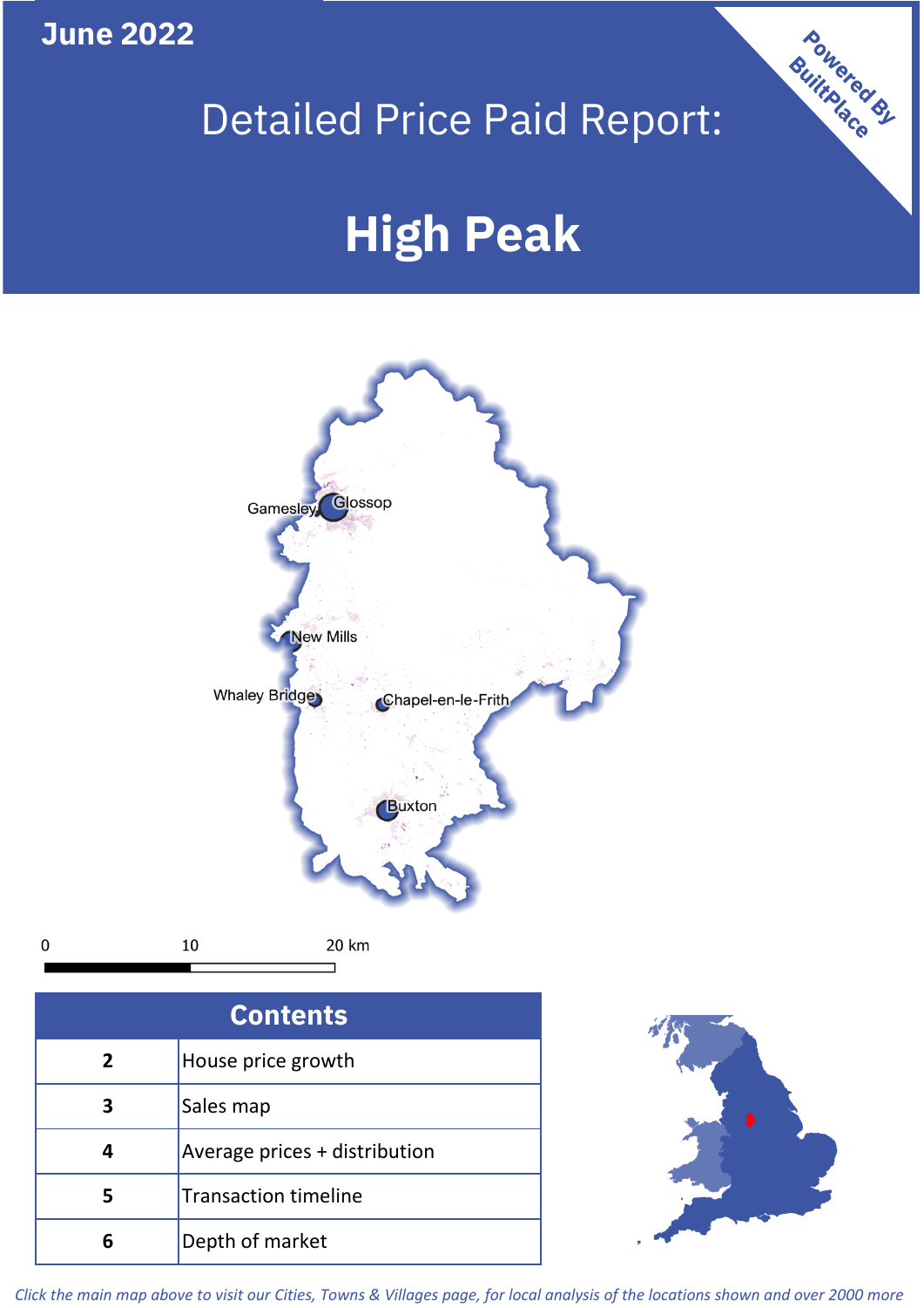June 2022

# Detailed Price Paid Report:

# High Peak

Powered By BuiltPlace

Gamesley
Glossop
New Mills
Whaley Bridge
Chapel-en-le-Frith
Buxton

0 10 20 km

| Contents | |
|---|---|
| 2 | House price growth |
| 3 | Sales map |
| 4 | Average prices + distribution |
| 5 | Transaction timeline |
| 6 | Depth of market |

*Click the main map above to visit our Cities, Towns & Villages page, for local analysis of the locations shown and over 2000 more*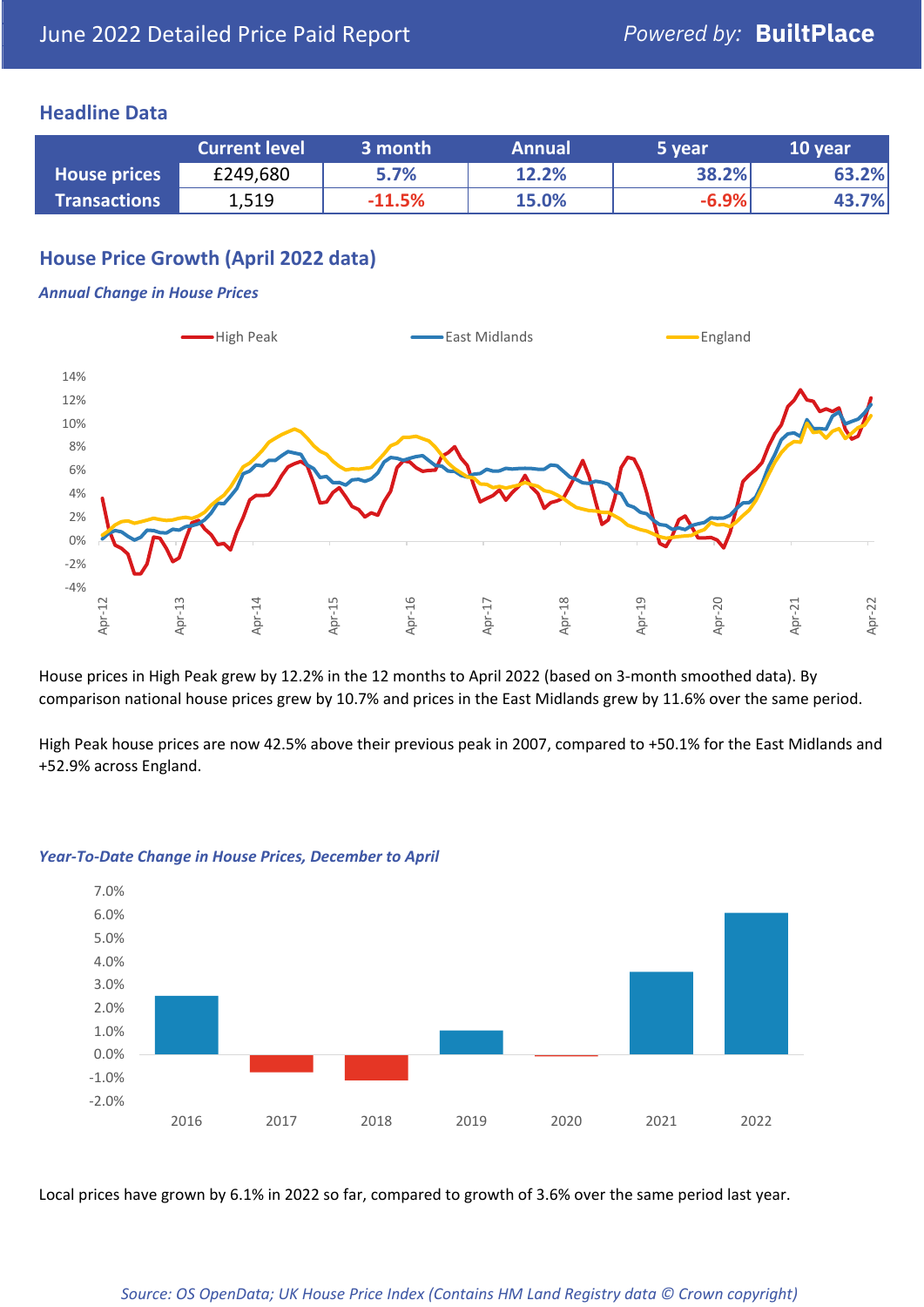June 2022 Detailed Price Paid Report — *Powered by:* **BuiltPlace**

## Headline Data

| | Current level | 3 month | Annual | 5 year | 10 year |
|---|---|---|---|---|---|
| **House prices** | £249,680 | 5.7% | 12.2% | 38.2% | 63.2% |
| **Transactions** | 1,519 | -11.5% | 15.0% | -6.9% | 43.7% |

## House Price Growth (April 2022 data)

***Annual Change in House Prices***

House prices in High Peak grew by 12.2% in the 12 months to April 2022 (based on 3-month smoothed data). By comparison national house prices grew by 10.7% and prices in the East Midlands grew by 11.6% over the same period.

High Peak house prices are now 42.5% above their previous peak in 2007, compared to +50.1% for the East Midlands and +52.9% across England.

***Year-To-Date Change in House Prices, December to April***

Local prices have grown by 6.1% in 2022 so far, compared to growth of 3.6% over the same period last year.

*Source: OS OpenData; UK House Price Index (Contains HM Land Registry data © Crown copyright)*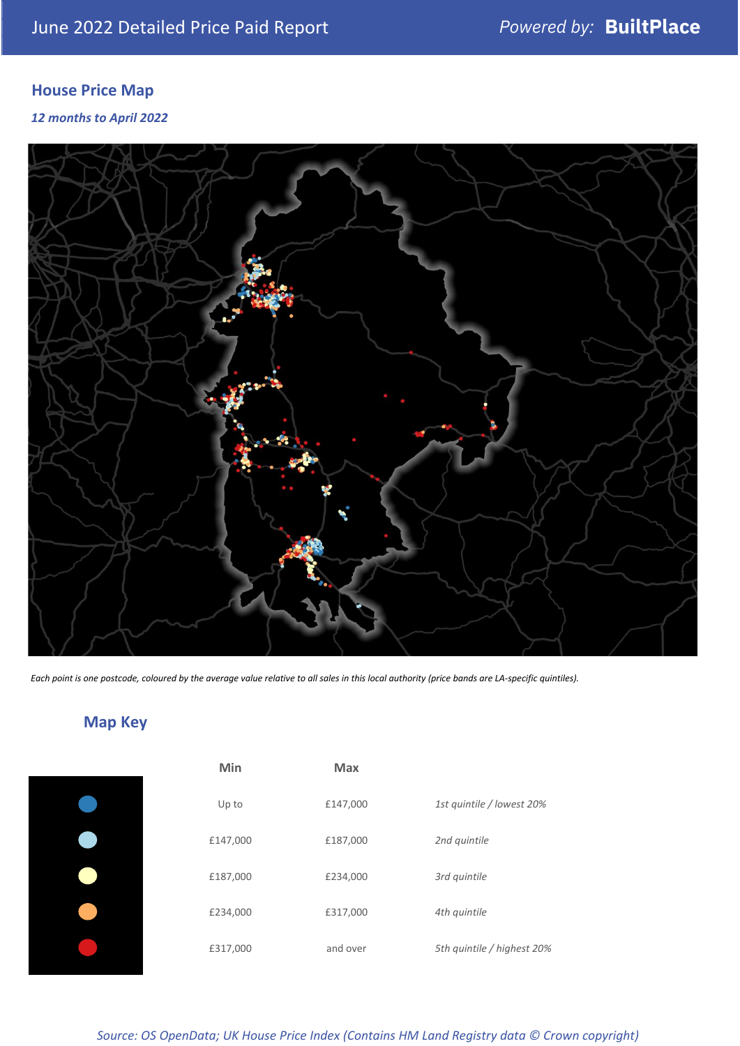## House Price Map

*12 months to April 2022*

*Each point is one postcode, coloured by the average value relative to all sales in this local authority (price bands are LA-specific quintiles).*

## Map Key

| | Min | Max | |
|---|---|---|---|
| | Up to | £147,000 | *1st quintile / lowest 20%* |
| | £147,000 | £187,000 | *2nd quintile* |
| | £187,000 | £234,000 | *3rd quintile* |
| | £234,000 | £317,000 | *4th quintile* |
| | £317,000 | and over | *5th quintile / highest 20%* |

*Source: OS OpenData; UK House Price Index (Contains HM Land Registry data © Crown copyright)*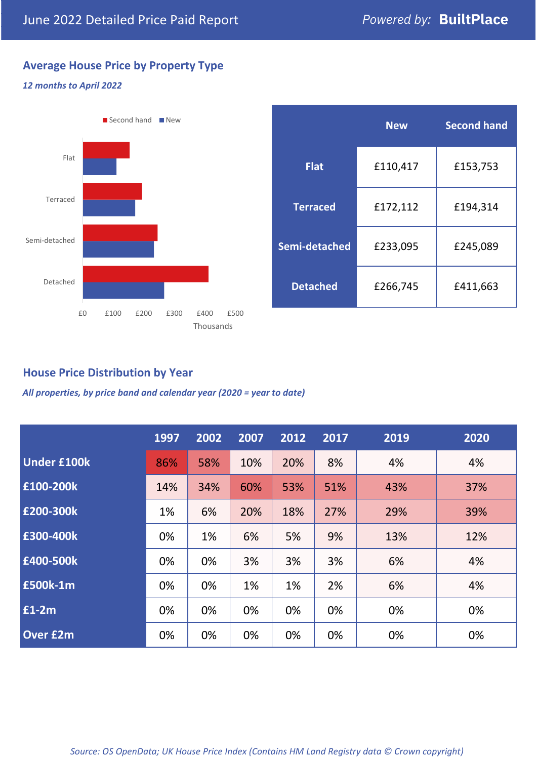June 2022 Detailed Price Paid Report

*Powered by:* **BuiltPlace**

## Average House Price by Property Type

***12 months to April 2022***

|  | New | Second hand |
|---|---|---|
| **Flat** | £110,417 | £153,753 |
| **Terraced** | £172,112 | £194,314 |
| **Semi-detached** | £233,095 | £245,089 |
| **Detached** | £266,745 | £411,663 |

## House Price Distribution by Year

***All properties, by price band and calendar year (2020 = year to date)***

|  | 1997 | 2002 | 2007 | 2012 | 2017 | 2019 | 2020 |
|---|---|---|---|---|---|---|---|
| **Under £100k** | 86% | 58% | 10% | 20% | 8% | 4% | 4% |
| **£100-200k** | 14% | 34% | 60% | 53% | 51% | 43% | 37% |
| **£200-300k** | 1% | 6% | 20% | 18% | 27% | 29% | 39% |
| **£300-400k** | 0% | 1% | 6% | 5% | 9% | 13% | 12% |
| **£400-500k** | 0% | 0% | 3% | 3% | 3% | 6% | 4% |
| **£500k-1m** | 0% | 0% | 1% | 1% | 2% | 6% | 4% |
| **£1-2m** | 0% | 0% | 0% | 0% | 0% | 0% | 0% |
| **Over £2m** | 0% | 0% | 0% | 0% | 0% | 0% | 0% |

*Source: OS OpenData; UK House Price Index (Contains HM Land Registry data © Crown copyright)*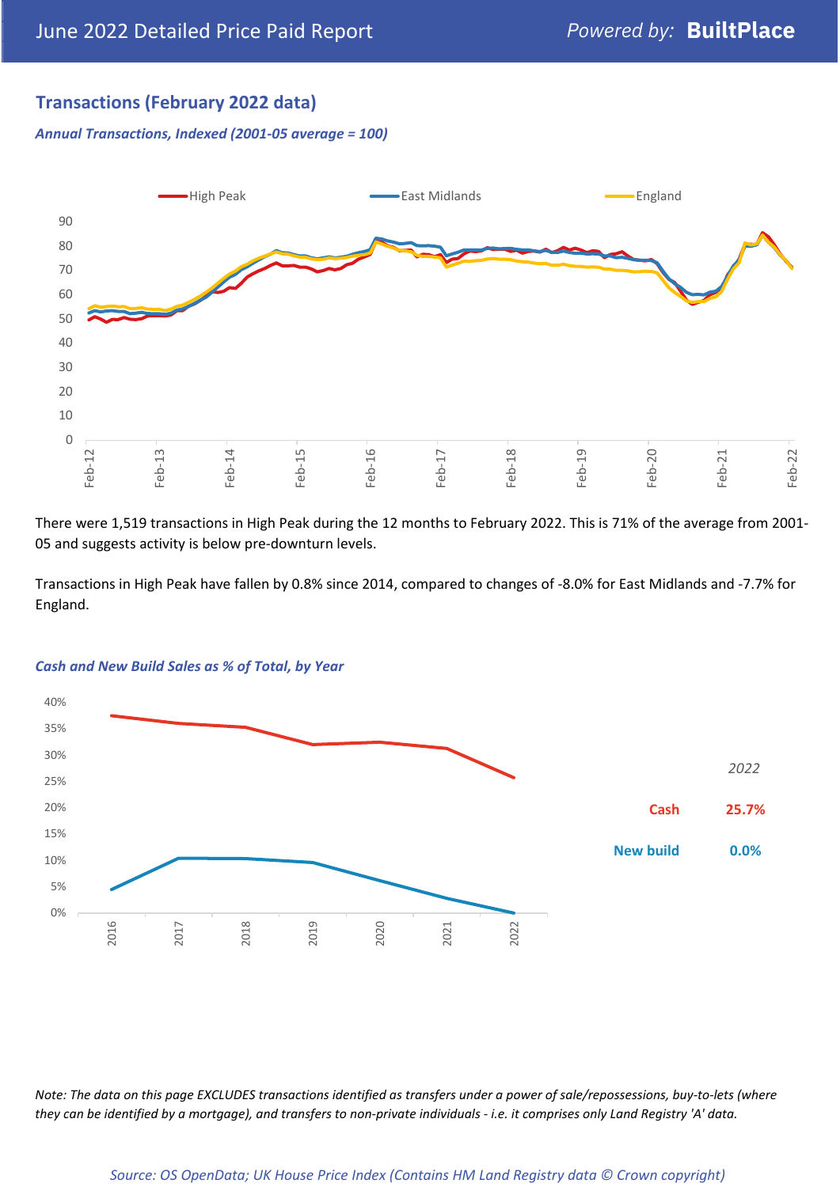## Transactions (February 2022 data)

*Annual Transactions, Indexed (2001-05 average = 100)*

There were 1,519 transactions in High Peak during the 12 months to February 2022. This is 71% of the average from 2001-05 and suggests activity is below pre-downturn levels.

Transactions in High Peak have fallen by 0.8% since 2014, compared to changes of -8.0% for East Midlands and -7.7% for England.

*Cash and New Build Sales as % of Total, by Year*

| 2022 | |
|---|---|
| Cash | 25.7% |
| New build | 0.0% |

*Note: The data on this page EXCLUDES transactions identified as transfers under a power of sale/repossessions, buy-to-lets (where they can be identified by a mortgage), and transfers to non-private individuals - i.e. it comprises only Land Registry 'A' data.*

*Source: OS OpenData; UK House Price Index (Contains HM Land Registry data © Crown copyright)*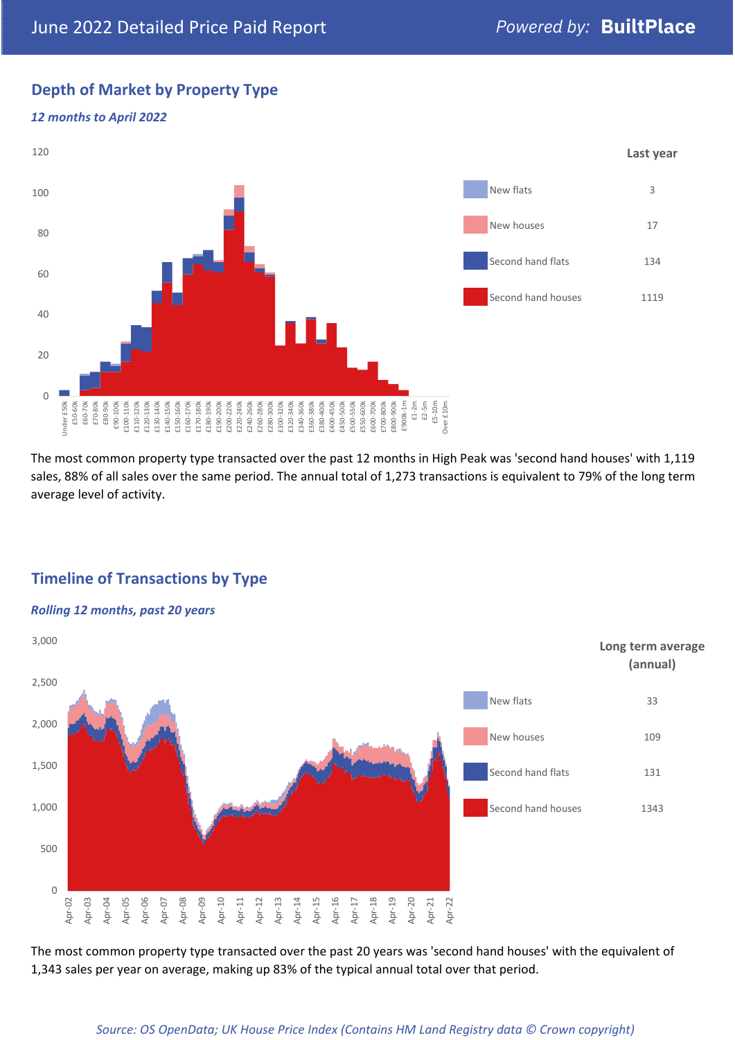# June 2022 Detailed Price Paid Report

Powered by: **BuiltPlace**

## Depth of Market by Property Type

*12 months to April 2022*

120
100
80
60
40
20
0

Under £50k, £50-60k, £60-70k, £70-80k, £80-90k, £90-100k, £100-110k, £110-120k, £120-130k, £130-140k, £140-150k, £150-160k, £160-170k, £170-180k, £180-190k, £190-200k, £200-220k, £220-240k, £240-260k, £260-280k, £280-300k, £300-320k, £320-340k, £340-360k, £360-380k, £380-400k, £400-450k, £450-500k, £500-550k, £550-600k, £600-700k, £700-800k, £800-900k, £900k-1m, £1-2m, £2-5m, £5-10m, Over £10m

Last year

New flats 3

New houses 17

Second hand flats 134

Second hand houses 1119

The most common property type transacted over the past 12 months in High Peak was 'second hand houses' with 1,119 sales, 88% of all sales over the same period. The annual total of 1,273 transactions is equivalent to 79% of the long term average level of activity.

## Timeline of Transactions by Type

*Rolling 12 months, past 20 years*

3,000
2,500
2,000
1,500
1,000
500
0

Apr-02, Apr-03, Apr-04, Apr-05, Apr-06, Apr-07, Apr-08, Apr-09, Apr-10, Apr-11, Apr-12, Apr-13, Apr-14, Apr-15, Apr-16, Apr-17, Apr-18, Apr-19, Apr-20, Apr-21, Apr-22

Long term average (annual)

New flats 33

New houses 109

Second hand flats 131

Second hand houses 1343

The most common property type transacted over the past 20 years was 'second hand houses' with the equivalent of 1,343 sales per year on average, making up 83% of the typical annual total over that period.

*Source: OS OpenData; UK House Price Index (Contains HM Land Registry data © Crown copyright)*